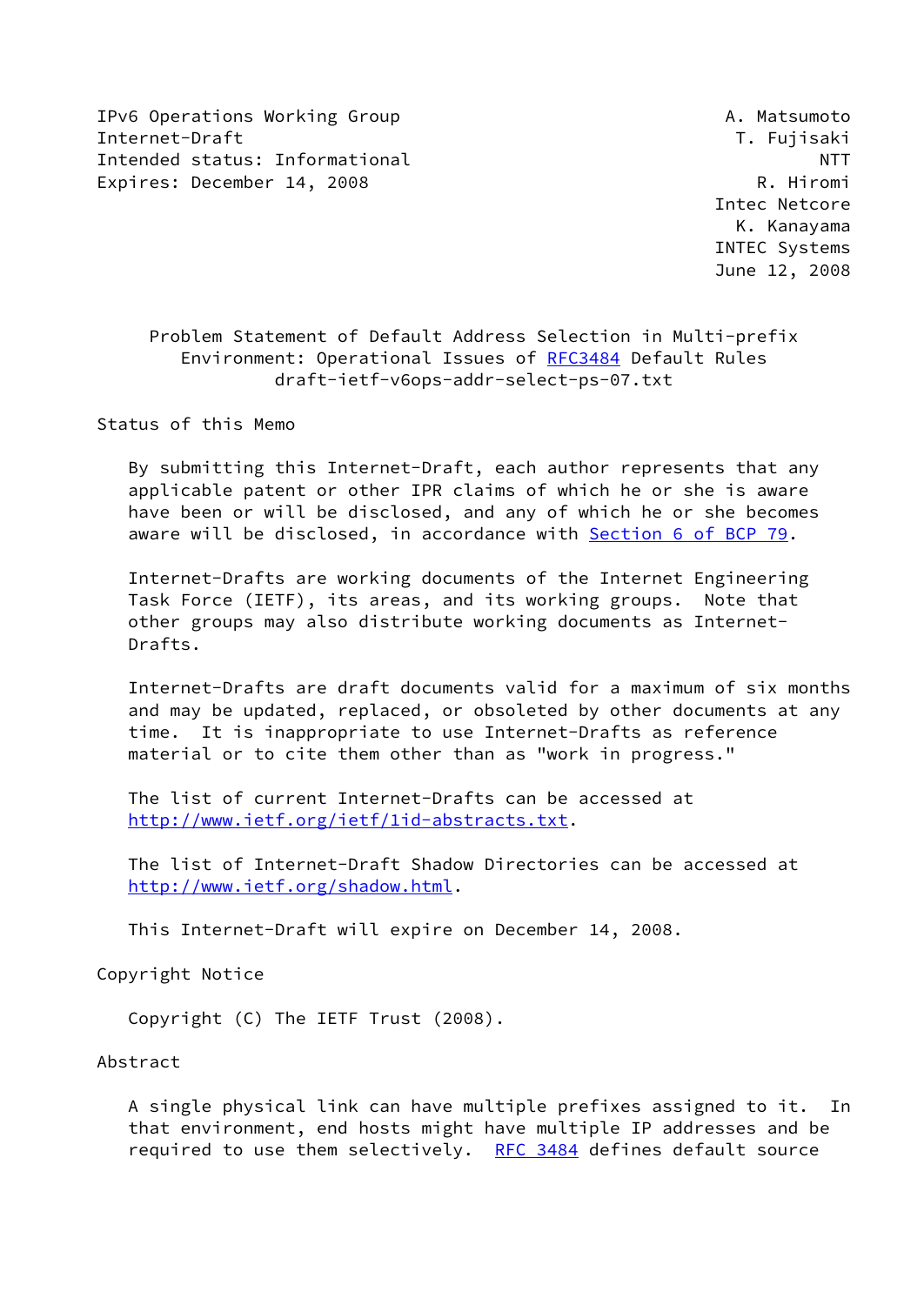IPv6 Operations Working Group A. Matsumoto
Internet-Draft T. Fujisaki
Intended status: Informational NTT
Expires: December 14, 2008 R. Hiromi
Intec Netcore
K. Kanayama
INTEC Systems
June 12, 2008

# Problem Statement of Default Address Selection in Multi-prefix Environment: Operational Issues of RFC3484 Default Rules
draft-ietf-v6ops-addr-select-ps-07.txt

## Status of this Memo

By submitting this Internet-Draft, each author represents that any applicable patent or other IPR claims of which he or she is aware have been or will be disclosed, and any of which he or she becomes aware will be disclosed, in accordance with Section 6 of BCP 79.

Internet-Drafts are working documents of the Internet Engineering Task Force (IETF), its areas, and its working groups. Note that other groups may also distribute working documents as Internet-Drafts.

Internet-Drafts are draft documents valid for a maximum of six months and may be updated, replaced, or obsoleted by other documents at any time. It is inappropriate to use Internet-Drafts as reference material or to cite them other than as "work in progress."

The list of current Internet-Drafts can be accessed at http://www.ietf.org/ietf/1id-abstracts.txt.

The list of Internet-Draft Shadow Directories can be accessed at http://www.ietf.org/shadow.html.

This Internet-Draft will expire on December 14, 2008.

## Copyright Notice

Copyright (C) The IETF Trust (2008).

## Abstract

A single physical link can have multiple prefixes assigned to it. In that environment, end hosts might have multiple IP addresses and be required to use them selectively. RFC 3484 defines default source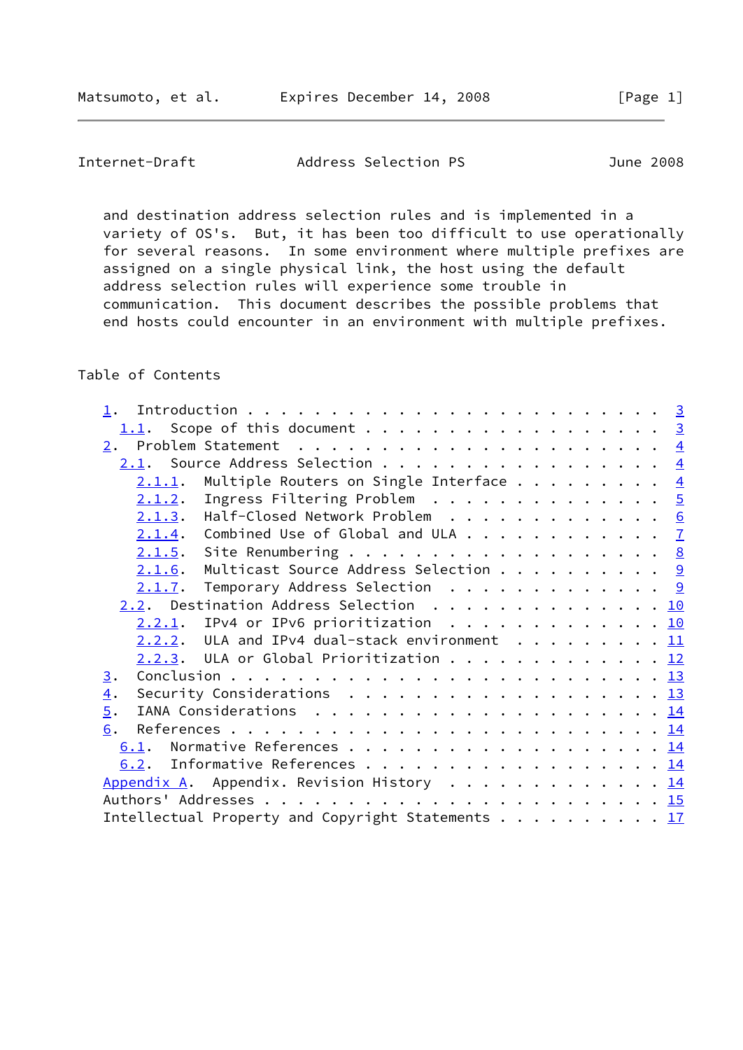and destination address selection rules and is implemented in a variety of OS's. But, it has been too difficult to use operationally for several reasons. In some environment where multiple prefixes are assigned on a single physical link, the host using the default address selection rules will experience some trouble in communication. This document describes the possible problems that end hosts could encounter in an environment with multiple prefixes.

## Table of Contents

- 1. Introduction . . . . . . . . . . . . . . . . . . . . . . . . 3
  - 1.1. Scope of this document . . . . . . . . . . . . . . . . . 3
- 2. Problem Statement . . . . . . . . . . . . . . . . . . . . . . 4
  - 2.1. Source Address Selection . . . . . . . . . . . . . . . . 4
    - 2.1.1. Multiple Routers on Single Interface . . . . . . . . . 4
    - 2.1.2. Ingress Filtering Problem . . . . . . . . . . . . . . 5
    - 2.1.3. Half-Closed Network Problem . . . . . . . . . . . . . 6
    - 2.1.4. Combined Use of Global and ULA . . . . . . . . . . . . 7
    - 2.1.5. Site Renumbering . . . . . . . . . . . . . . . . . . . 8
    - 2.1.6. Multicast Source Address Selection . . . . . . . . . . 9
    - 2.1.7. Temporary Address Selection . . . . . . . . . . . . . 9
  - 2.2. Destination Address Selection . . . . . . . . . . . . . . 10
    - 2.2.1. IPv4 or IPv6 prioritization . . . . . . . . . . . . . 10
    - 2.2.2. ULA and IPv4 dual-stack environment . . . . . . . . . 11
    - 2.2.3. ULA or Global Prioritization . . . . . . . . . . . . . 12
- 3. Conclusion . . . . . . . . . . . . . . . . . . . . . . . . . 13
- 4. Security Considerations . . . . . . . . . . . . . . . . . . . 13
- 5. IANA Considerations . . . . . . . . . . . . . . . . . . . . . 14
- 6. References . . . . . . . . . . . . . . . . . . . . . . . . . 14
  - 6.1. Normative References . . . . . . . . . . . . . . . . . . 14
  - 6.2. Informative References . . . . . . . . . . . . . . . . . 14
- Appendix A. Appendix. Revision History . . . . . . . . . . . . . 14
- Authors' Addresses . . . . . . . . . . . . . . . . . . . . . . . 15
- Intellectual Property and Copyright Statements . . . . . . . . . . 17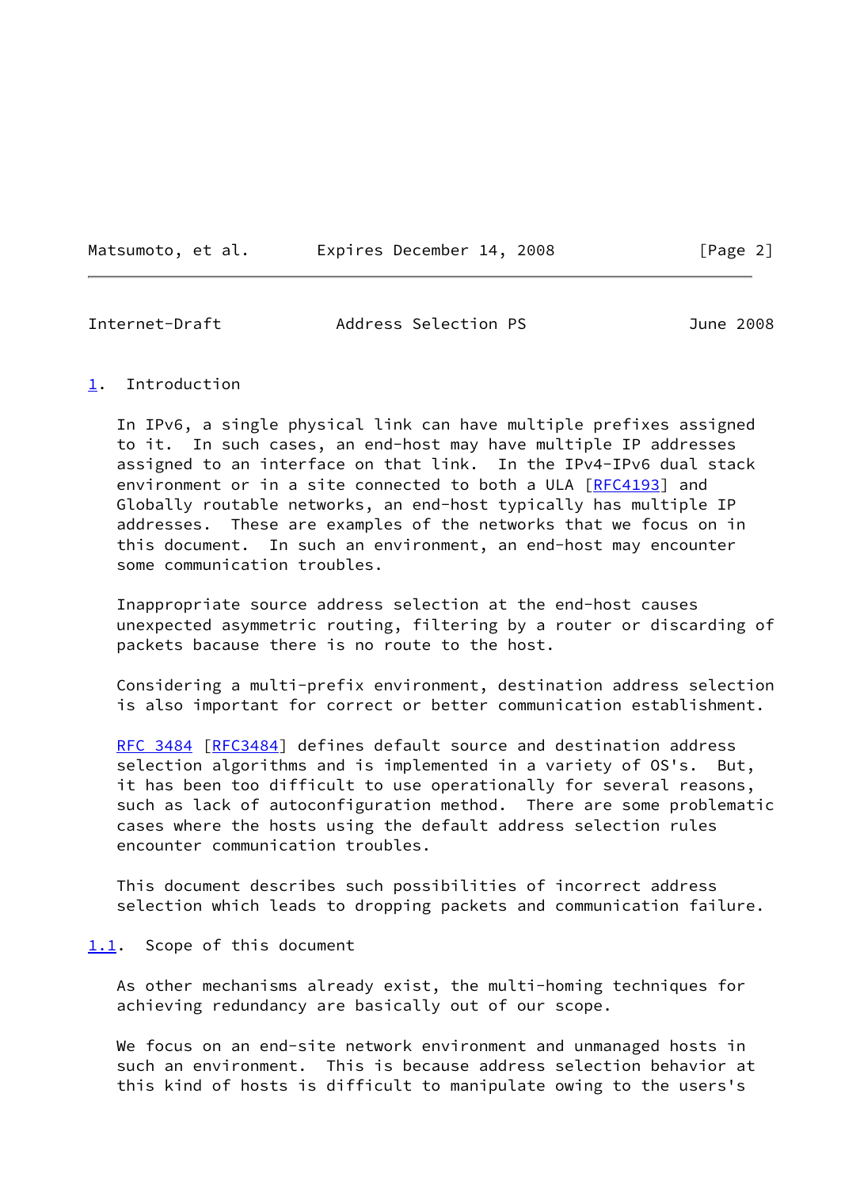## 1. Introduction

In IPv6, a single physical link can have multiple prefixes assigned to it. In such cases, an end-host may have multiple IP addresses assigned to an interface on that link. In the IPv4-IPv6 dual stack environment or in a site connected to both a ULA [RFC4193] and Globally routable networks, an end-host typically has multiple IP addresses. These are examples of the networks that we focus on in this document. In such an environment, an end-host may encounter some communication troubles.

Inappropriate source address selection at the end-host causes unexpected asymmetric routing, filtering by a router or discarding of packets bacause there is no route to the host.

Considering a multi-prefix environment, destination address selection is also important for correct or better communication establishment.

RFC 3484 [RFC3484] defines default source and destination address selection algorithms and is implemented in a variety of OS's. But, it has been too difficult to use operationally for several reasons, such as lack of autoconfiguration method. There are some problematic cases where the hosts using the default address selection rules encounter communication troubles.

This document describes such possibilities of incorrect address selection which leads to dropping packets and communication failure.

### 1.1. Scope of this document

As other mechanisms already exist, the multi-homing techniques for achieving redundancy are basically out of our scope.

We focus on an end-site network environment and unmanaged hosts in such an environment. This is because address selection behavior at this kind of hosts is difficult to manipulate owing to the users's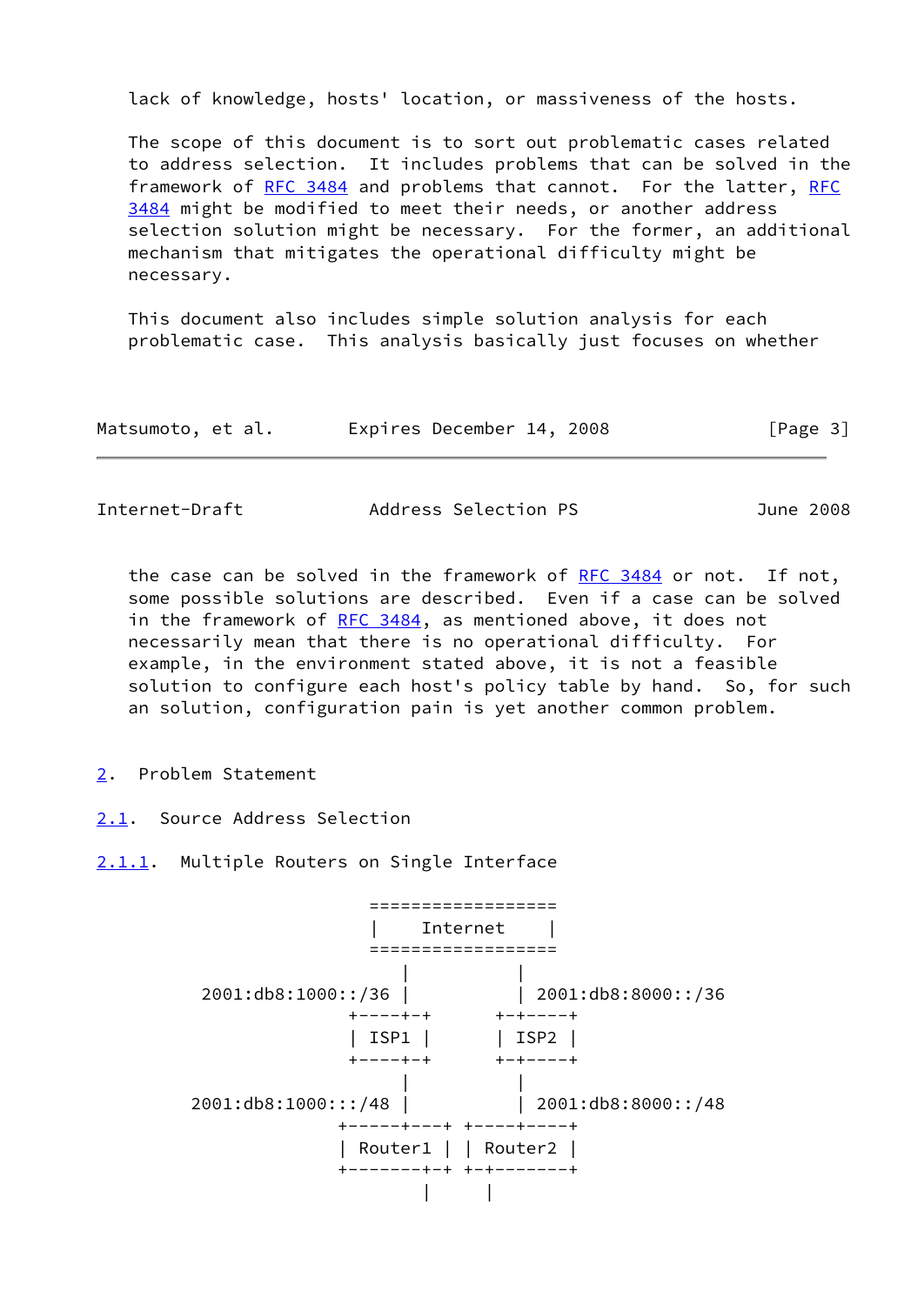lack of knowledge, hosts' location, or massiveness of the hosts.

The scope of this document is to sort out problematic cases related to address selection. It includes problems that can be solved in the framework of RFC 3484 and problems that cannot. For the latter, RFC 3484 might be modified to meet their needs, or another address selection solution might be necessary. For the former, an additional mechanism that mitigates the operational difficulty might be necessary.

This document also includes simple solution analysis for each problematic case. This analysis basically just focuses on whether the case can be solved in the framework of RFC 3484 or not. If not, some possible solutions are described. Even if a case can be solved in the framework of RFC 3484, as mentioned above, it does not necessarily mean that there is no operational difficulty. For example, in the environment stated above, it is not a feasible solution to configure each host's policy table by hand. So, for such an solution, configuration pain is yet another common problem.

# 2. Problem Statement

## 2.1. Source Address Selection

### 2.1.1. Multiple Routers on Single Interface

```
                   ==================
                   |    Internet    |
                   ==================
                      |          |
     2001:db8:1000::/36 |          | 2001:db8:8000::/36
                  +----+-+      +-+----+
                  | ISP1 |      | ISP2 |
                  +----+-+      +-+----+
                      |          |
    2001:db8:1000:::/48 |          | 2001:db8:8000::/48
                 +-----+---+ +----+----+
                 | Router1 | | Router2 |
                 +-------+-+ +-+-------+
                         |     |
```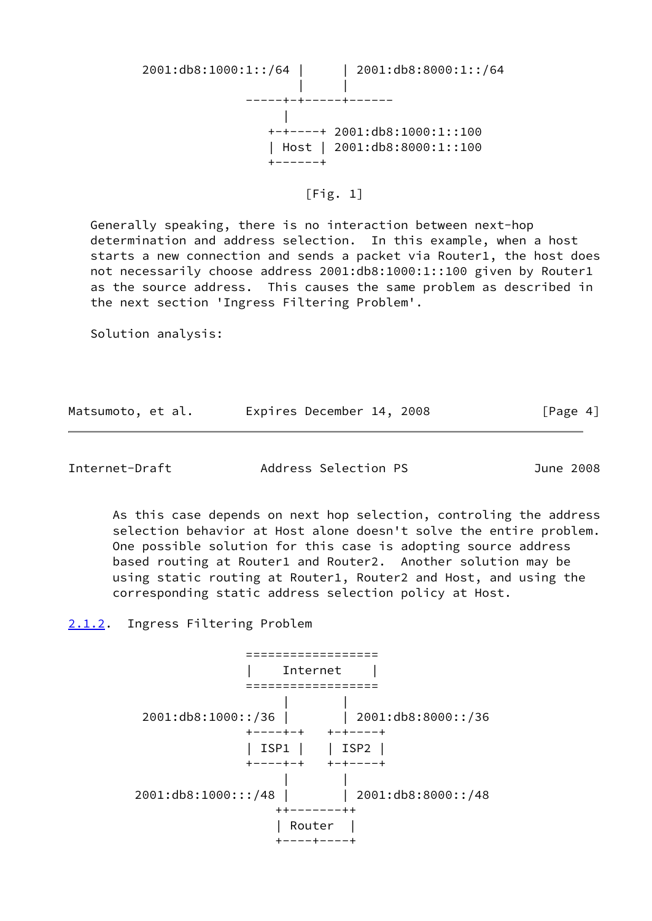```
          2001:db8:1000:1::/64 |      | 2001:db8:8000:1::/64
                               |      |
                         -----+-+-----+------
                              |
                            +-+----+ 2001:db8:1000:1::100
                            | Host | 2001:db8:8000:1::100
                            +------+
```

[Fig. 1]

Generally speaking, there is no interaction between next-hop determination and address selection. In this example, when a host starts a new connection and sends a packet via Router1, the host does not necessarily choose address 2001:db8:1000:1::100 given by Router1 as the source address. This causes the same problem as described in the next section 'Ingress Filtering Problem'.

Solution analysis:

As this case depends on next hop selection, controling the address selection behavior at Host alone doesn't solve the entire problem. One possible solution for this case is adopting source address based routing at Router1 and Router2. Another solution may be using static routing at Router1, Router2 and Host, and using the corresponding static address selection policy at Host.

### 2.1.2. Ingress Filtering Problem

```
                         ==================
                         |    Internet    |
                         ==================
                              |       |
          2001:db8:1000::/36 |       | 2001:db8:8000::/36
                         +----+-+   +-+----+
                         | ISP1 |   | ISP2 |
                         +----+-+   +-+----+
                              |       |
        2001:db8:1000:::/48 |       | 2001:db8:8000::/48
                            ++-------++
                            | Router  |
                            +----+----+
```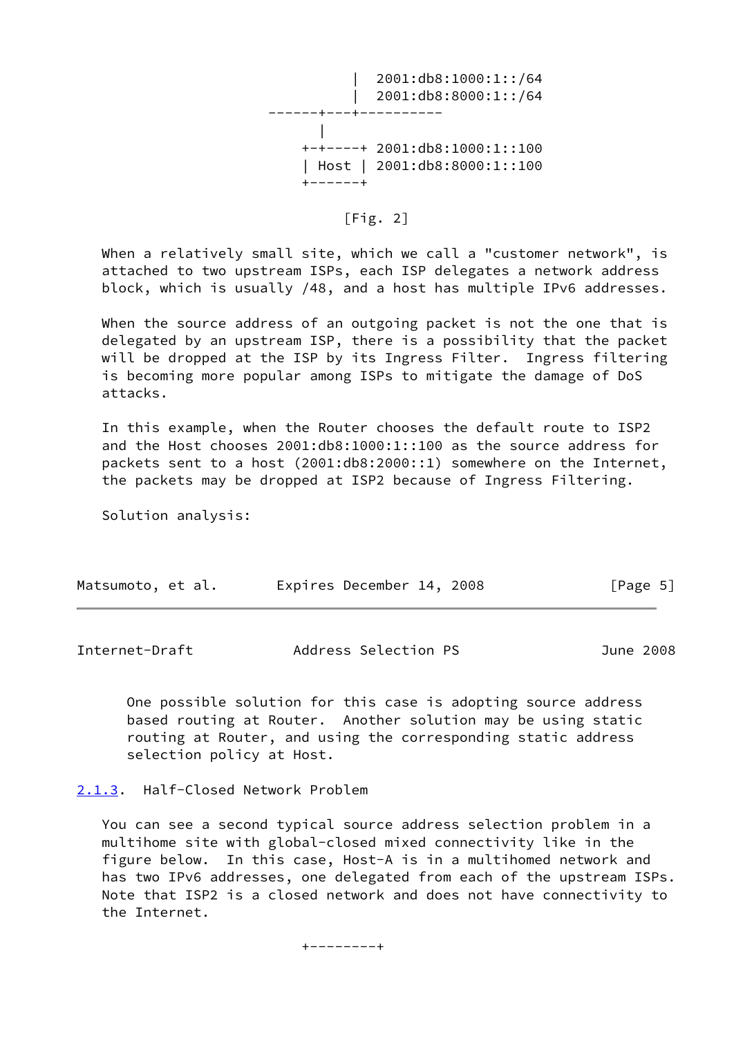```
                    |  2001:db8:1000:1::/64
                    |  2001:db8:8000:1::/64
          ------+---+----------
                |
              +-+----+ 2001:db8:1000:1::100
              | Host | 2001:db8:8000:1::100
              +------+

                      [Fig. 2]
```

When a relatively small site, which we call a "customer network", is attached to two upstream ISPs, each ISP delegates a network address block, which is usually /48, and a host has multiple IPv6 addresses.

When the source address of an outgoing packet is not the one that is delegated by an upstream ISP, there is a possibility that the packet will be dropped at the ISP by its Ingress Filter. Ingress filtering is becoming more popular among ISPs to mitigate the damage of DoS attacks.

In this example, when the Router chooses the default route to ISP2 and the Host chooses 2001:db8:1000:1::100 as the source address for packets sent to a host (2001:db8:2000::1) somewhere on the Internet, the packets may be dropped at ISP2 because of Ingress Filtering.

Solution analysis:

One possible solution for this case is adopting source address based routing at Router. Another solution may be using static routing at Router, and using the corresponding static address selection policy at Host.

### 2.1.3. Half-Closed Network Problem

You can see a second typical source address selection problem in a multihome site with global-closed mixed connectivity like in the figure below. In this case, Host-A is in a multihomed network and has two IPv6 addresses, one delegated from each of the upstream ISPs. Note that ISP2 is a closed network and does not have connectivity to the Internet.

```
              +--------+
```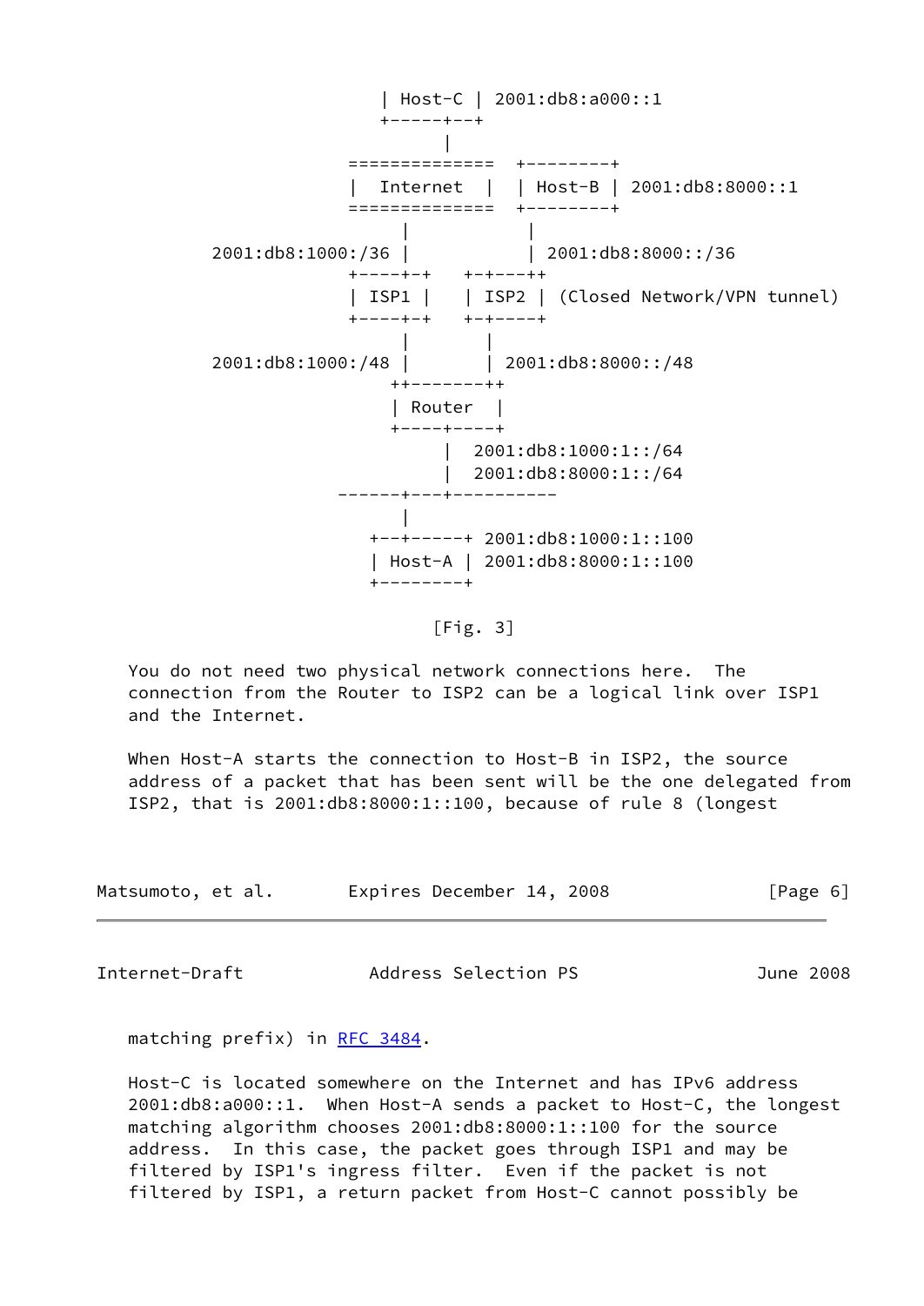```
                         | Host-C | 2001:db8:a000::1
                         +-----+--+
                               |
                      =============  +--------+
                      |  Internet  |  | Host-B | 2001:db8:8000::1
                      =============  +--------+
                           |            |
        2001:db8:1000:/36 |            | 2001:db8:8000::/36
                      +----+-+    +-+---++
                      | ISP1 |    | ISP2 | (Closed Network/VPN tunnel)
                      +----+-+    +-+----+
                           |        |
        2001:db8:1000:/48 |        | 2001:db8:8000::/48
                          ++--------++
                          | Router  |
                          +----+----+
                               |  2001:db8:1000:1::/64
                               |  2001:db8:8000:1::/64
                     ------+---+----------
                           |
                        +--+-----+ 2001:db8:1000:1::100
                        | Host-A | 2001:db8:8000:1::100
                        +--------+
```

[Fig. 3]

You do not need two physical network connections here. The connection from the Router to ISP2 can be a logical link over ISP1 and the Internet.

When Host-A starts the connection to Host-B in ISP2, the source address of a packet that has been sent will be the one delegated from ISP2, that is 2001:db8:8000:1::100, because of rule 8 (longest matching prefix) in RFC 3484.

Host-C is located somewhere on the Internet and has IPv6 address 2001:db8:a000::1. When Host-A sends a packet to Host-C, the longest matching algorithm chooses 2001:db8:8000:1::100 for the source address. In this case, the packet goes through ISP1 and may be filtered by ISP1's ingress filter. Even if the packet is not filtered by ISP1, a return packet from Host-C cannot possibly be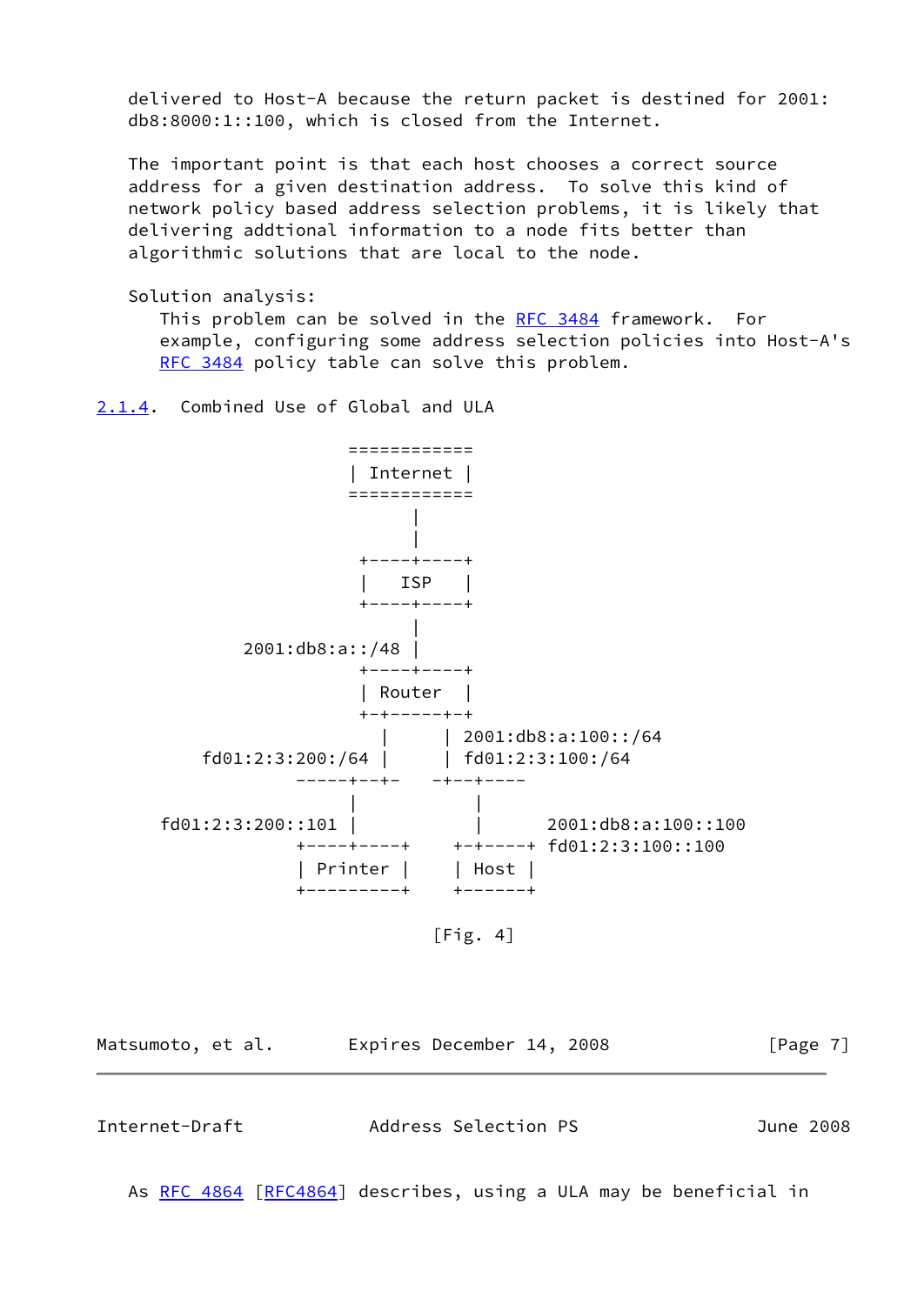delivered to Host-A because the return packet is destined for 2001:db8:8000:1::100, which is closed from the Internet.

The important point is that each host chooses a correct source address for a given destination address. To solve this kind of network policy based address selection problems, it is likely that delivering addtional information to a node fits better than algorithmic solutions that are local to the node.

Solution analysis:

This problem can be solved in the RFC 3484 framework. For example, configuring some address selection policies into Host-A's RFC 3484 policy table can solve this problem.

### 2.1.4. Combined Use of Global and ULA

```
                       ============
                       | Internet |
                       ============
                             |
                             |
                        +----+----+
                        |   ISP   |
                        +----+----+
                             |
              2001:db8:a::/48 |
                        +----+----+
                        | Router  |
                        +-+-----+-+
                          |     | 2001:db8:a:100::/64
          fd01:2:3:200:/64 |     | fd01:2:3:100:/64
                   -----+--+-   -+--+----
                        |           |
       fd01:2:3:200::101 |           |      2001:db8:a:100::100
                   +----+----+    +-+-----+ fd01:2:3:100::100
                   | Printer |    | Host |
                   +---------+    +-------+

                               [Fig. 4]
```

As RFC 4864 [RFC4864] describes, using a ULA may be beneficial in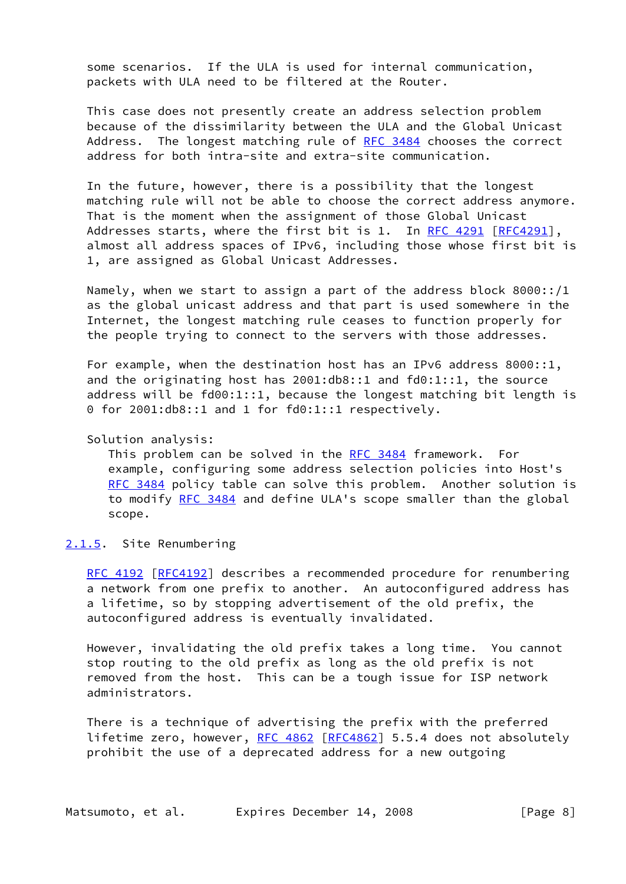some scenarios. If the ULA is used for internal communication, packets with ULA need to be filtered at the Router.

This case does not presently create an address selection problem because of the dissimilarity between the ULA and the Global Unicast Address. The longest matching rule of RFC 3484 chooses the correct address for both intra-site and extra-site communication.

In the future, however, there is a possibility that the longest matching rule will not be able to choose the correct address anymore. That is the moment when the assignment of those Global Unicast Addresses starts, where the first bit is 1. In RFC 4291 [RFC4291], almost all address spaces of IPv6, including those whose first bit is 1, are assigned as Global Unicast Addresses.

Namely, when we start to assign a part of the address block 8000::/1 as the global unicast address and that part is used somewhere in the Internet, the longest matching rule ceases to function properly for the people trying to connect to the servers with those addresses.

For example, when the destination host has an IPv6 address 8000::1, and the originating host has 2001:db8::1 and fd0:1::1, the source address will be fd00:1::1, because the longest matching bit length is 0 for 2001:db8::1 and 1 for fd0:1::1 respectively.

Solution analysis:

This problem can be solved in the RFC 3484 framework. For example, configuring some address selection policies into Host's RFC 3484 policy table can solve this problem. Another solution is to modify RFC 3484 and define ULA's scope smaller than the global scope.

#### 2.1.5. Site Renumbering

RFC 4192 [RFC4192] describes a recommended procedure for renumbering a network from one prefix to another. An autoconfigured address has a lifetime, so by stopping advertisement of the old prefix, the autoconfigured address is eventually invalidated.

However, invalidating the old prefix takes a long time. You cannot stop routing to the old prefix as long as the old prefix is not removed from the host. This can be a tough issue for ISP network administrators.

There is a technique of advertising the prefix with the preferred lifetime zero, however, RFC 4862 [RFC4862] 5.5.4 does not absolutely prohibit the use of a deprecated address for a new outgoing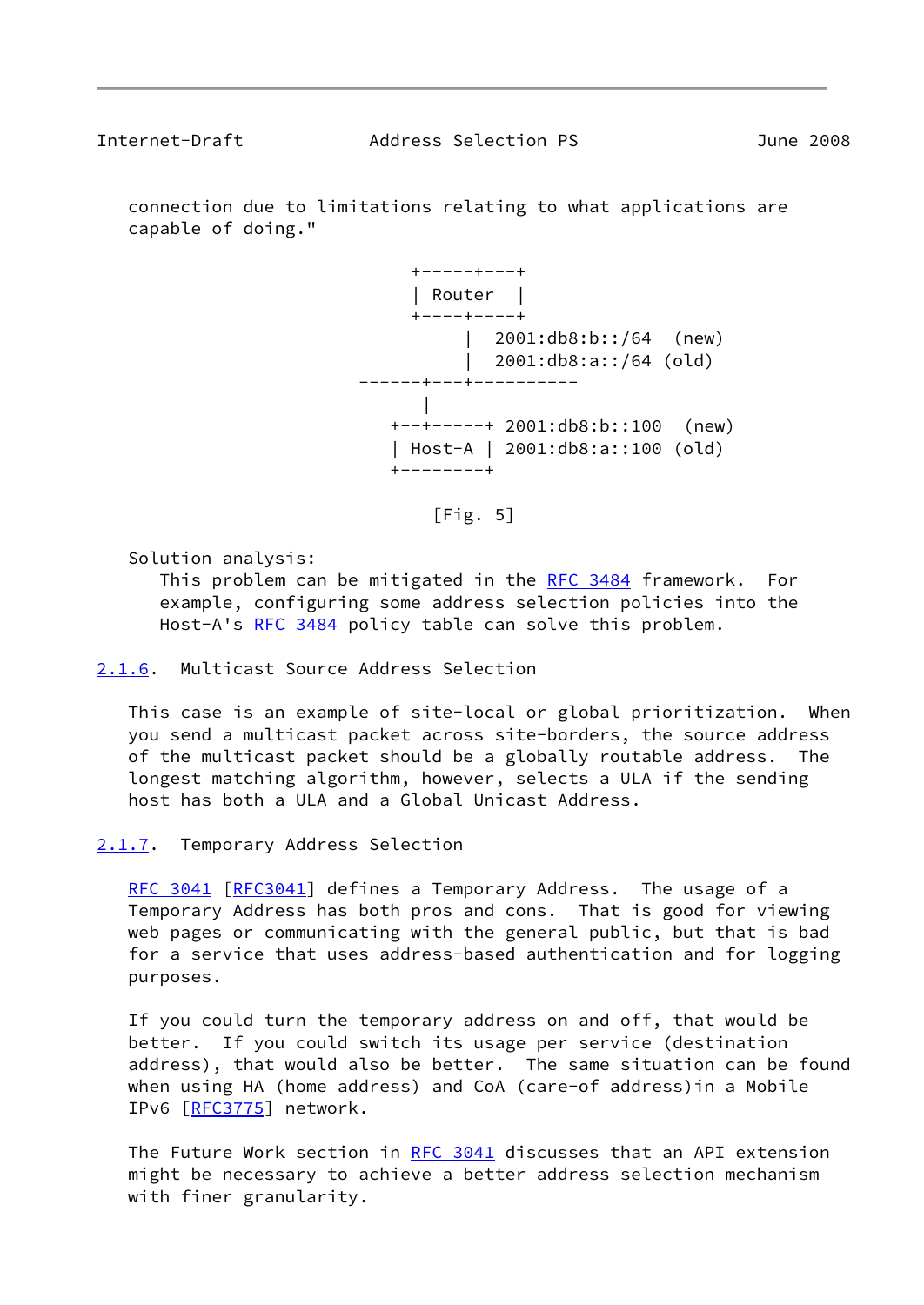connection due to limitations relating to what applications are capable of doing."

```
              +-----+---+
              | Router  |
              +----+----+
                   |  2001:db8:b::/64  (new)
                   |  2001:db8:a::/64 (old)
         ------+---+----------
               |
            +--+-----+ 2001:db8:b::100  (new)
            | Host-A | 2001:db8:a::100 (old)
            +--------+
```

[Fig. 5]

Solution analysis:
This problem can be mitigated in the RFC 3484 framework. For example, configuring some address selection policies into the Host-A's RFC 3484 policy table can solve this problem.

### 2.1.6. Multicast Source Address Selection

This case is an example of site-local or global prioritization. When you send a multicast packet across site-borders, the source address of the multicast packet should be a globally routable address. The longest matching algorithm, however, selects a ULA if the sending host has both a ULA and a Global Unicast Address.

### 2.1.7. Temporary Address Selection

RFC 3041 [RFC3041] defines a Temporary Address. The usage of a Temporary Address has both pros and cons. That is good for viewing web pages or communicating with the general public, but that is bad for a service that uses address-based authentication and for logging purposes.

If you could turn the temporary address on and off, that would be better. If you could switch its usage per service (destination address), that would also be better. The same situation can be found when using HA (home address) and CoA (care-of address)in a Mobile IPv6 [RFC3775] network.

The Future Work section in RFC 3041 discusses that an API extension might be necessary to achieve a better address selection mechanism with finer granularity.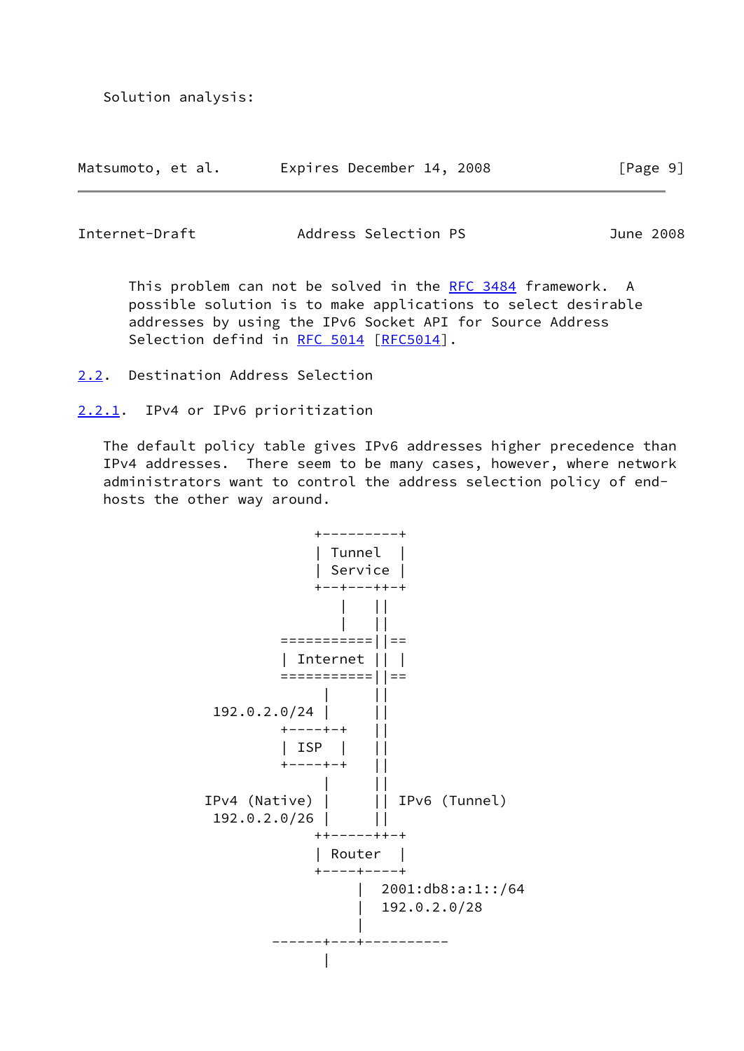Solution analysis:

This problem can not be solved in the RFC 3484 framework. A possible solution is to make applications to select desirable addresses by using the IPv6 Socket API for Source Address Selection defind in RFC 5014 [RFC5014].

### 2.2. Destination Address Selection

#### 2.2.1. IPv4 or IPv6 prioritization

The default policy table gives IPv6 addresses higher precedence than IPv4 addresses. There seem to be many cases, however, where network administrators want to control the address selection policy of end-hosts the other way around.

```
                    +---------+
                    | Tunnel  |
                    | Service |
                    +--+---++-+
                       |   ||
                       |   ||
                ===========||==
                | Internet || |
                ===========||==
                     |     ||
        192.0.2.0/24 |     ||
                +----+-+   ||
                | ISP  |   ||
                +----+-+   ||
                     |     ||
       IPv4 (Native) |     || IPv6 (Tunnel)
        192.0.2.0/26 |     ||
                    ++-----++-+
                    | Router  |
                    +----+----+
                         |  2001:db8:a:1::/64
                         |  192.0.2.0/28
                         |
               ------+---+----------
                     |
```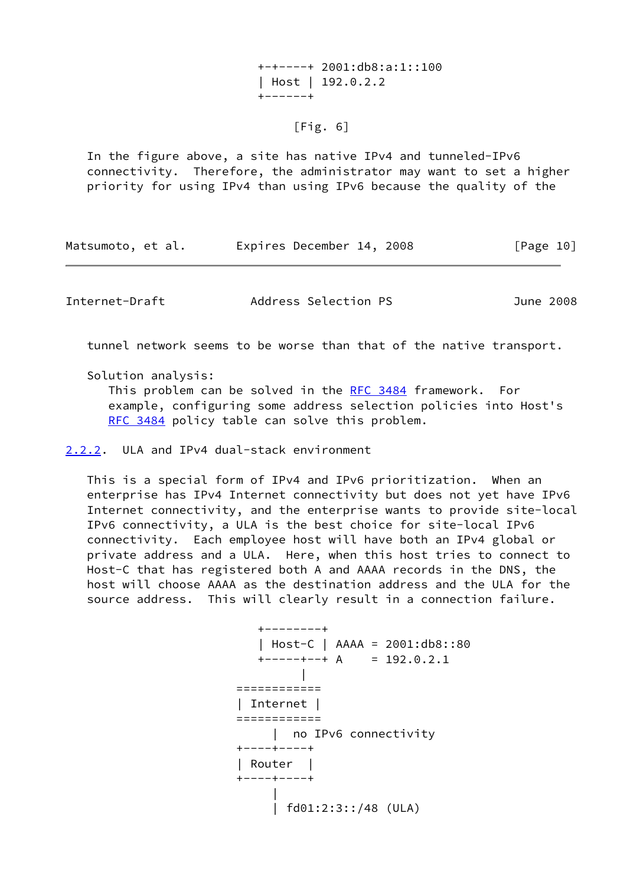```
   +-+----+ 2001:db8:a:1::100
   | Host | 192.0.2.2
   +------+
```

[Fig. 6]

In the figure above, a site has native IPv4 and tunneled-IPv6 connectivity. Therefore, the administrator may want to set a higher priority for using IPv4 than using IPv6 because the quality of the tunnel network seems to be worse than that of the native transport.

Solution analysis:
This problem can be solved in the RFC 3484 framework. For example, configuring some address selection policies into Host's RFC 3484 policy table can solve this problem.

### 2.2.2. ULA and IPv4 dual-stack environment

This is a special form of IPv4 and IPv6 prioritization. When an enterprise has IPv4 Internet connectivity but does not yet have IPv6 Internet connectivity, and the enterprise wants to provide site-local IPv6 connectivity, a ULA is the best choice for site-local IPv6 connectivity. Each employee host will have both an IPv4 global or private address and a ULA. Here, when this host tries to connect to Host-C that has registered both A and AAAA records in the DNS, the host will choose AAAA as the destination address and the ULA for the source address. This will clearly result in a connection failure.

```
     +--------+
     | Host-C | AAAA = 2001:db8::80
     +-----+--+ A    = 192.0.2.1
           |
  ============
  | Internet |
  ============
        |  no IPv6 connectivity
  +----+----+
  | Router  |
  +----+----+
        |
        | fd01:2:3::/48 (ULA)
```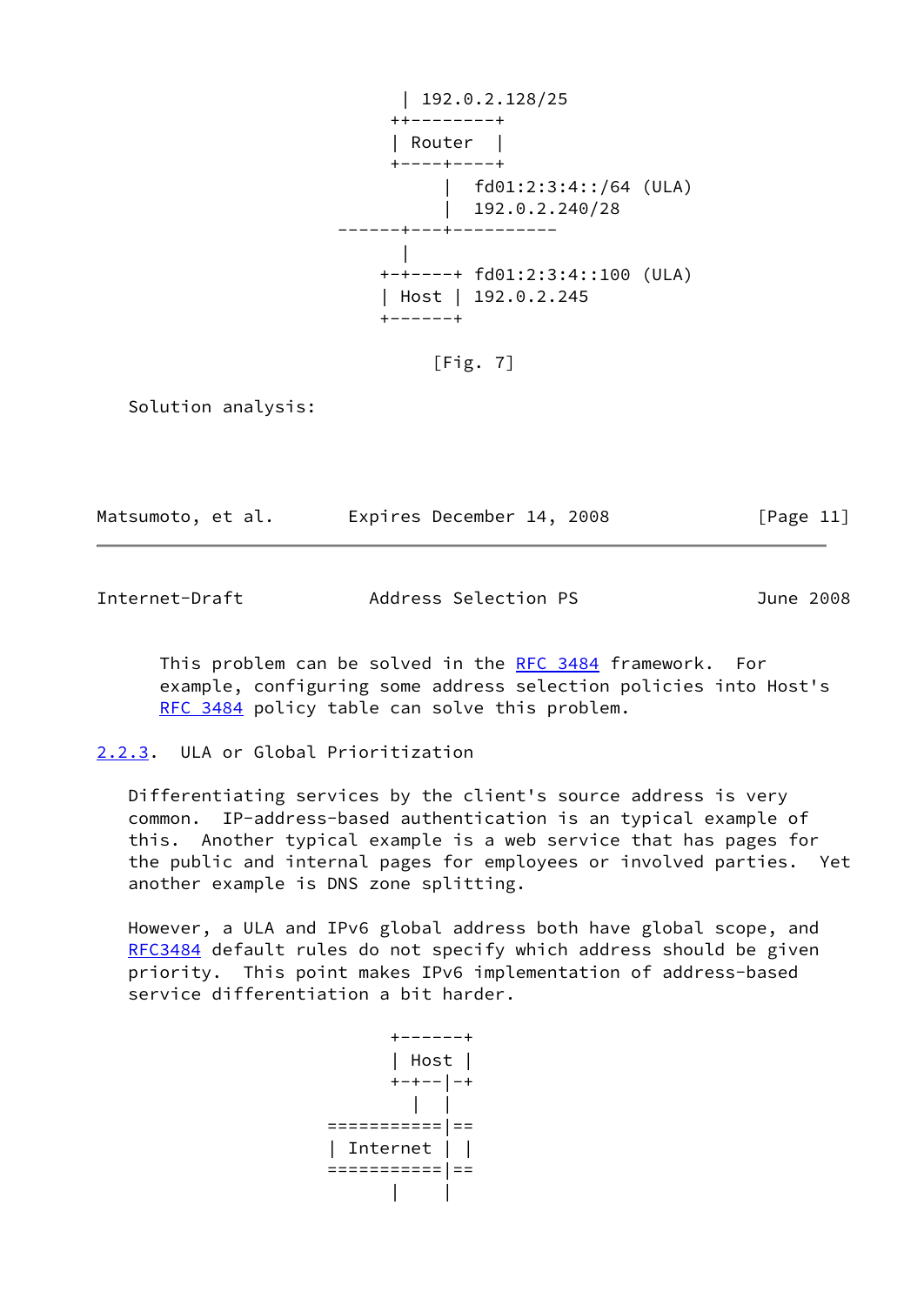```
                     | 192.0.2.128/25
                    ++--------+
                    | Router  |
                    +----+----+
                         |  fd01:2:3:4::/64 (ULA)
                         |  192.0.2.240/28
               ------+---+----------
                     |
                   +-+----+ fd01:2:3:4::100 (ULA)
                   | Host | 192.0.2.245
                   +------+
```

[Fig. 7]

Solution analysis:

This problem can be solved in the RFC 3484 framework. For example, configuring some address selection policies into Host's RFC 3484 policy table can solve this problem.

### 2.2.3. ULA or Global Prioritization

Differentiating services by the client's source address is very common. IP-address-based authentication is an typical example of this. Another typical example is a web service that has pages for the public and internal pages for employees or involved parties. Yet another example is DNS zone splitting.

However, a ULA and IPv6 global address both have global scope, and RFC3484 default rules do not specify which address should be given priority. This point makes IPv6 implementation of address-based service differentiation a bit harder.

```
                    +------+
                    | Host |
                    +-+--|-+
                      |  |
               ==========|==
               | Internet | |
               ==========|==
                    |    |
```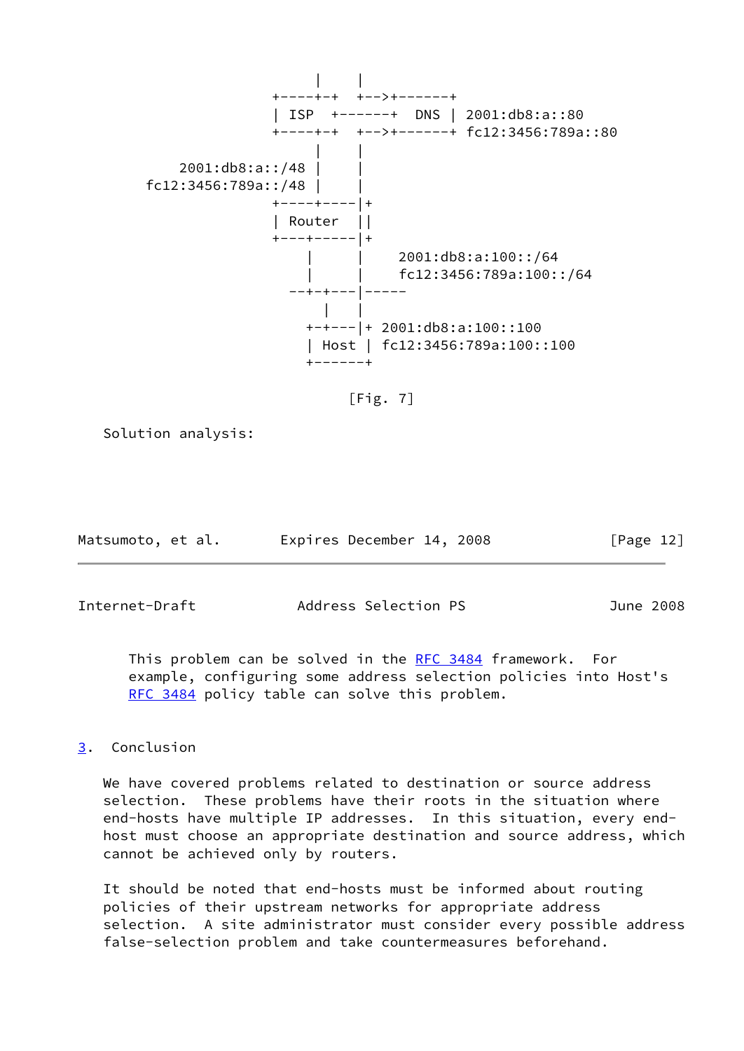```
                           |     |
                      +----+-+  +-->+------+
                      | ISP  +------+  DNS | 2001:db8:a::80
                      +----+-+  +-->+------+ fc12:3456:789a::80
                           |     |
            2001:db8:a::/48 |     |
        fc12:3456:789a::/48 |     |
                      +----+----|+
                      | Router  ||
                      +---+-----|+
                          |     |    2001:db8:a:100::/64
                          |     |    fc12:3456:789a:100::/64
                        --+-+---|-----
                            |   |
                          +-+---|+ 2001:db8:a:100::100
                          | Host | fc12:3456:789a:100::100
                          +------+

                                   [Fig. 7]
```

Solution analysis:

This problem can be solved in the RFC 3484 framework. For example, configuring some address selection policies into Host's RFC 3484 policy table can solve this problem.

## 3. Conclusion

We have covered problems related to destination or source address selection. These problems have their roots in the situation where end-hosts have multiple IP addresses. In this situation, every end-host must choose an appropriate destination and source address, which cannot be achieved only by routers.

It should be noted that end-hosts must be informed about routing policies of their upstream networks for appropriate address selection. A site administrator must consider every possible address false-selection problem and take countermeasures beforehand.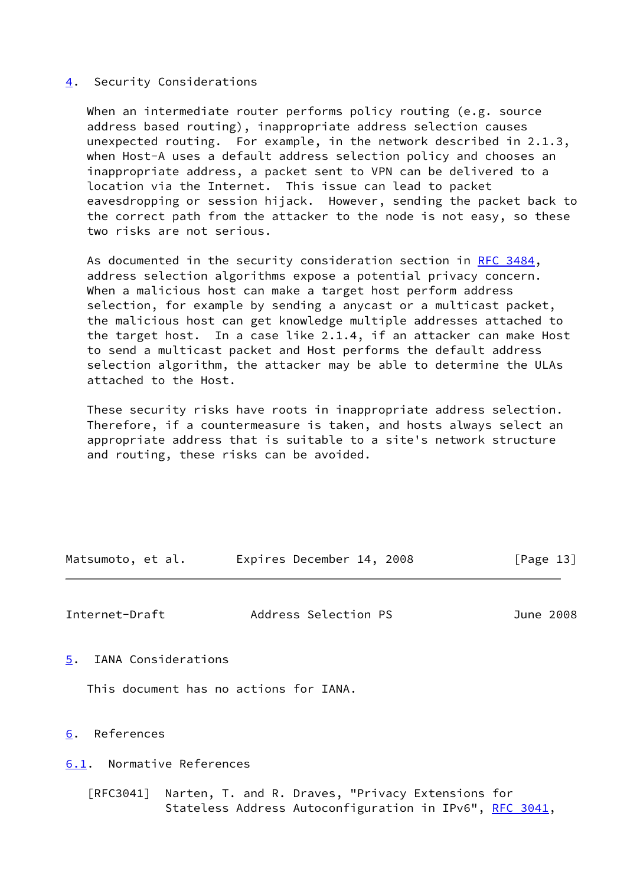## 4. Security Considerations

When an intermediate router performs policy routing (e.g. source address based routing), inappropriate address selection causes unexpected routing. For example, in the network described in 2.1.3, when Host-A uses a default address selection policy and chooses an inappropriate address, a packet sent to VPN can be delivered to a location via the Internet. This issue can lead to packet eavesdropping or session hijack. However, sending the packet back to the correct path from the attacker to the node is not easy, so these two risks are not serious.

As documented in the security consideration section in RFC 3484, address selection algorithms expose a potential privacy concern. When a malicious host can make a target host perform address selection, for example by sending a anycast or a multicast packet, the malicious host can get knowledge multiple addresses attached to the target host. In a case like 2.1.4, if an attacker can make Host to send a multicast packet and Host performs the default address selection algorithm, the attacker may be able to determine the ULAs attached to the Host.

These security risks have roots in inappropriate address selection. Therefore, if a countermeasure is taken, and hosts always select an appropriate address that is suitable to a site's network structure and routing, these risks can be avoided.

## 5. IANA Considerations

This document has no actions for IANA.

## 6. References

### 6.1. Normative References

[RFC3041] Narten, T. and R. Draves, "Privacy Extensions for Stateless Address Autoconfiguration in IPv6", RFC 3041,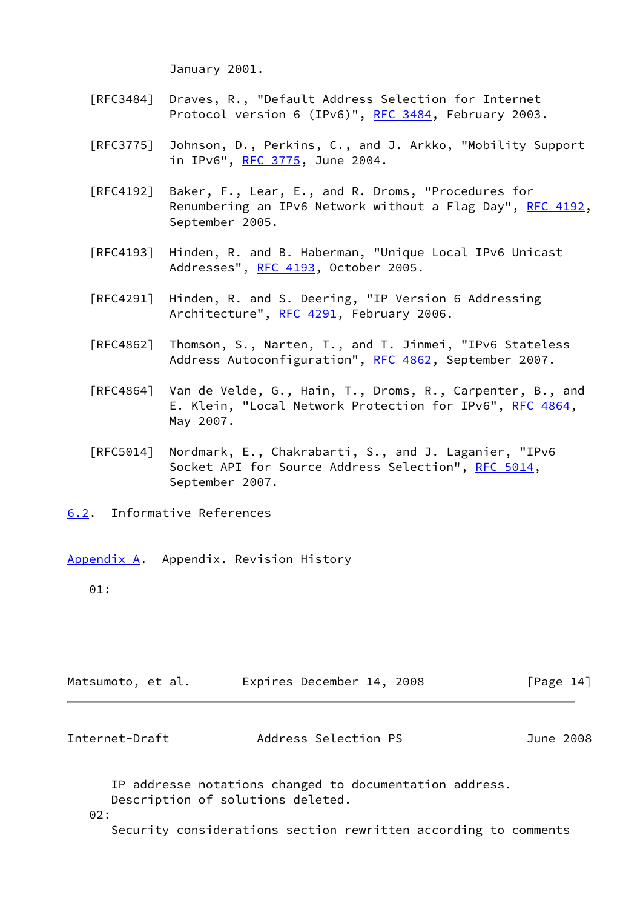January 2001.

[RFC3484] Draves, R., "Default Address Selection for Internet Protocol version 6 (IPv6)", RFC 3484, February 2003.

[RFC3775] Johnson, D., Perkins, C., and J. Arkko, "Mobility Support in IPv6", RFC 3775, June 2004.

[RFC4192] Baker, F., Lear, E., and R. Droms, "Procedures for Renumbering an IPv6 Network without a Flag Day", RFC 4192, September 2005.

[RFC4193] Hinden, R. and B. Haberman, "Unique Local IPv6 Unicast Addresses", RFC 4193, October 2005.

[RFC4291] Hinden, R. and S. Deering, "IP Version 6 Addressing Architecture", RFC 4291, February 2006.

[RFC4862] Thomson, S., Narten, T., and T. Jinmei, "IPv6 Stateless Address Autoconfiguration", RFC 4862, September 2007.

[RFC4864] Van de Velde, G., Hain, T., Droms, R., Carpenter, B., and E. Klein, "Local Network Protection for IPv6", RFC 4864, May 2007.

[RFC5014] Nordmark, E., Chakrabarti, S., and J. Laganier, "IPv6 Socket API for Source Address Selection", RFC 5014, September 2007.

## 6.2. Informative References

# Appendix A. Appendix. Revision History

01:

IP addresse notations changed to documentation address.
Description of solutions deleted.

02:

Security considerations section rewritten according to comments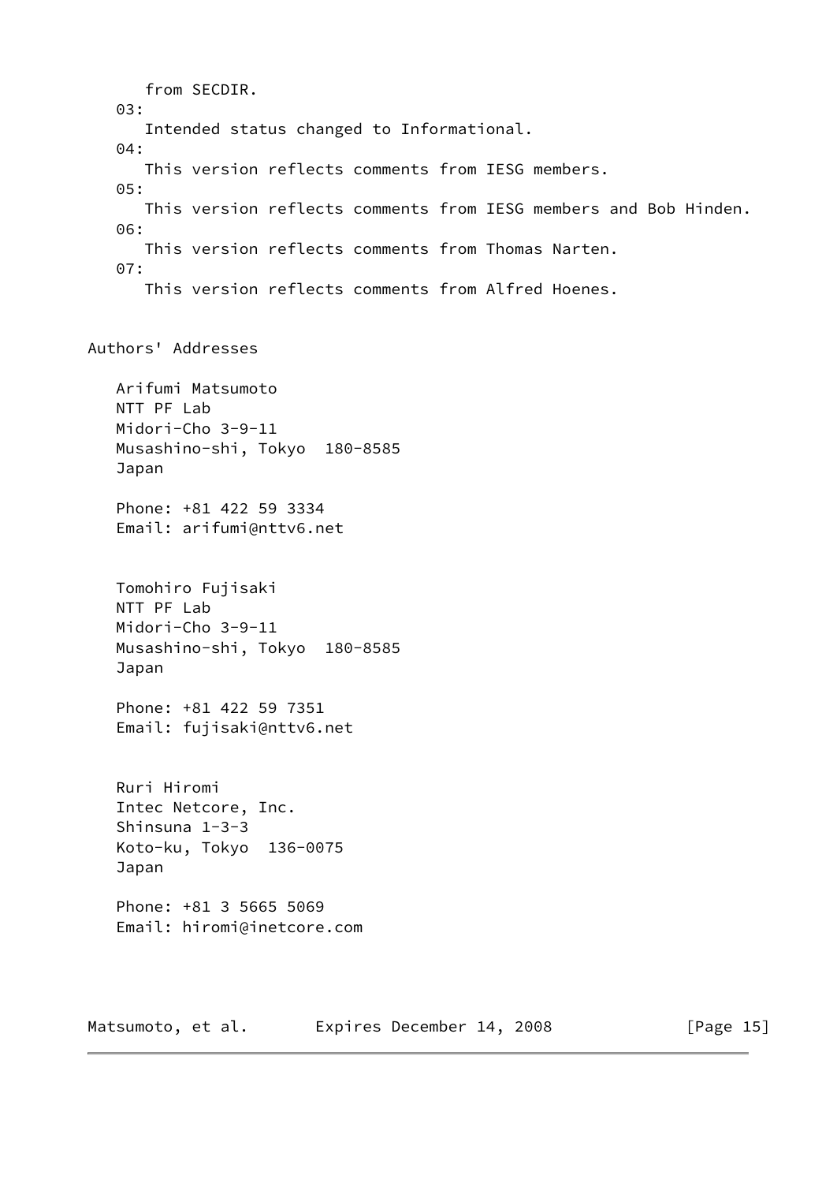from SECDIR.

03:
Intended status changed to Informational.

04:
This version reflects comments from IESG members.

05:
This version reflects comments from IESG members and Bob Hinden.

06:
This version reflects comments from Thomas Narten.

07:
This version reflects comments from Alfred Hoenes.

## Authors' Addresses

Arifumi Matsumoto
NTT PF Lab
Midori-Cho 3-9-11
Musashino-shi, Tokyo  180-8585
Japan

Phone: +81 422 59 3334
Email: arifumi@nttv6.net

Tomohiro Fujisaki
NTT PF Lab
Midori-Cho 3-9-11
Musashino-shi, Tokyo  180-8585
Japan

Phone: +81 422 59 7351
Email: fujisaki@nttv6.net

Ruri Hiromi
Intec Netcore, Inc.
Shinsuna 1-3-3
Koto-ku, Tokyo  136-0075
Japan

Phone: +81 3 5665 5069
Email: hiromi@inetcore.com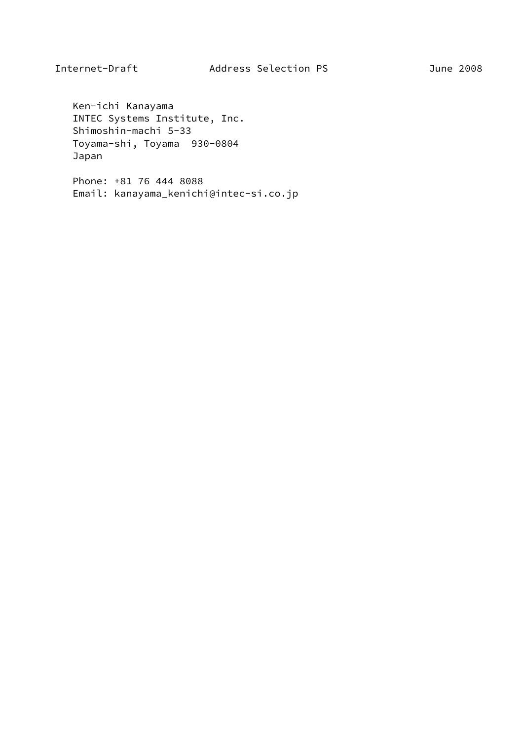Ken-ichi Kanayama
INTEC Systems Institute, Inc.
Shimoshin-machi 5-33
Toyama-shi, Toyama  930-0804
Japan

Phone: +81 76 444 8088
Email: kanayama_kenichi@intec-si.co.jp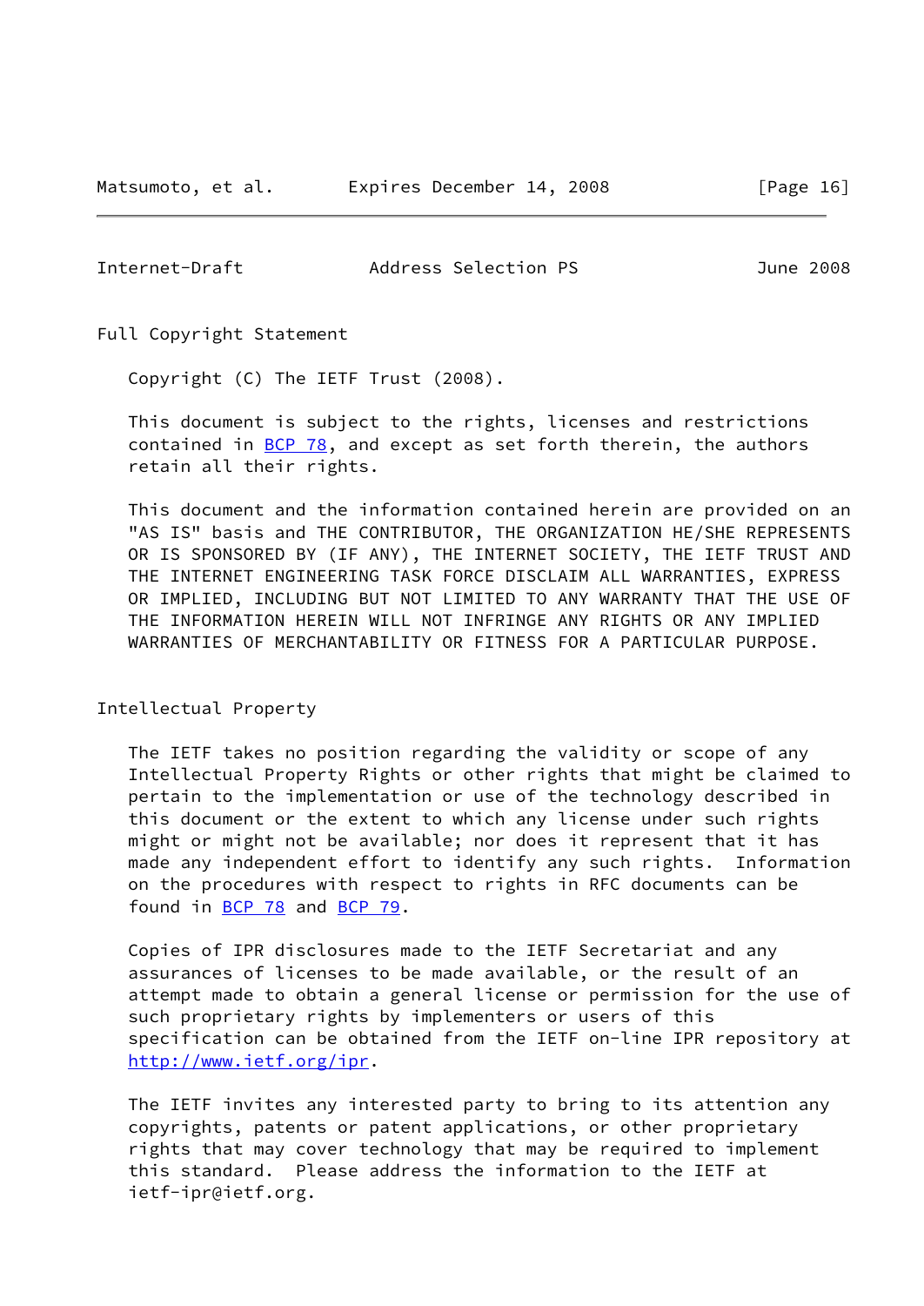## Full Copyright Statement

Copyright (C) The IETF Trust (2008).

This document is subject to the rights, licenses and restrictions contained in BCP 78, and except as set forth therein, the authors retain all their rights.

This document and the information contained herein are provided on an "AS IS" basis and THE CONTRIBUTOR, THE ORGANIZATION HE/SHE REPRESENTS OR IS SPONSORED BY (IF ANY), THE INTERNET SOCIETY, THE IETF TRUST AND THE INTERNET ENGINEERING TASK FORCE DISCLAIM ALL WARRANTIES, EXPRESS OR IMPLIED, INCLUDING BUT NOT LIMITED TO ANY WARRANTY THAT THE USE OF THE INFORMATION HEREIN WILL NOT INFRINGE ANY RIGHTS OR ANY IMPLIED WARRANTIES OF MERCHANTABILITY OR FITNESS FOR A PARTICULAR PURPOSE.

## Intellectual Property

The IETF takes no position regarding the validity or scope of any Intellectual Property Rights or other rights that might be claimed to pertain to the implementation or use of the technology described in this document or the extent to which any license under such rights might or might not be available; nor does it represent that it has made any independent effort to identify any such rights. Information on the procedures with respect to rights in RFC documents can be found in BCP 78 and BCP 79.

Copies of IPR disclosures made to the IETF Secretariat and any assurances of licenses to be made available, or the result of an attempt made to obtain a general license or permission for the use of such proprietary rights by implementers or users of this specification can be obtained from the IETF on-line IPR repository at http://www.ietf.org/ipr.

The IETF invites any interested party to bring to its attention any copyrights, patents or patent applications, or other proprietary rights that may cover technology that may be required to implement this standard. Please address the information to the IETF at ietf-ipr@ietf.org.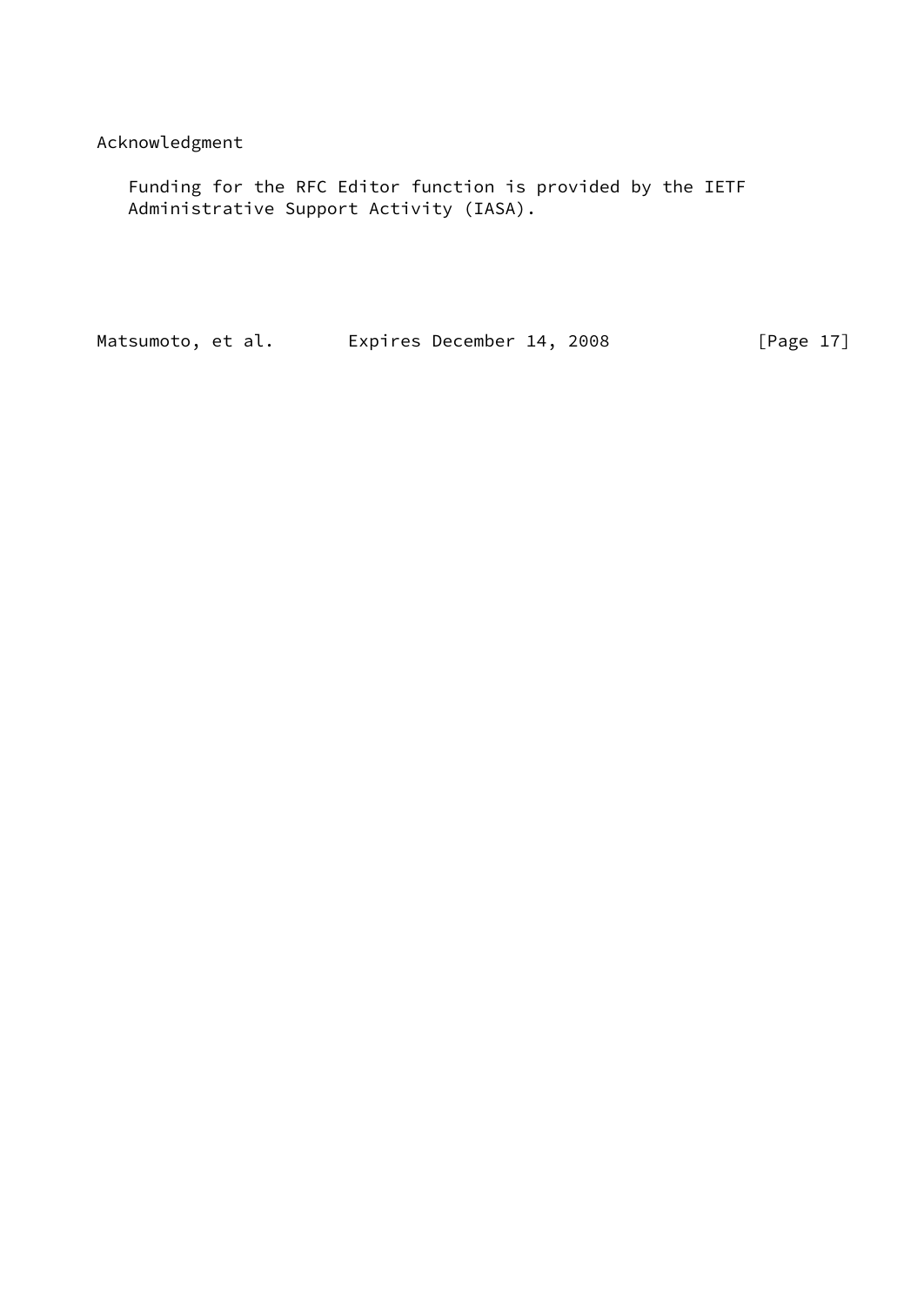## Acknowledgment

Funding for the RFC Editor function is provided by the IETF Administrative Support Activity (IASA).